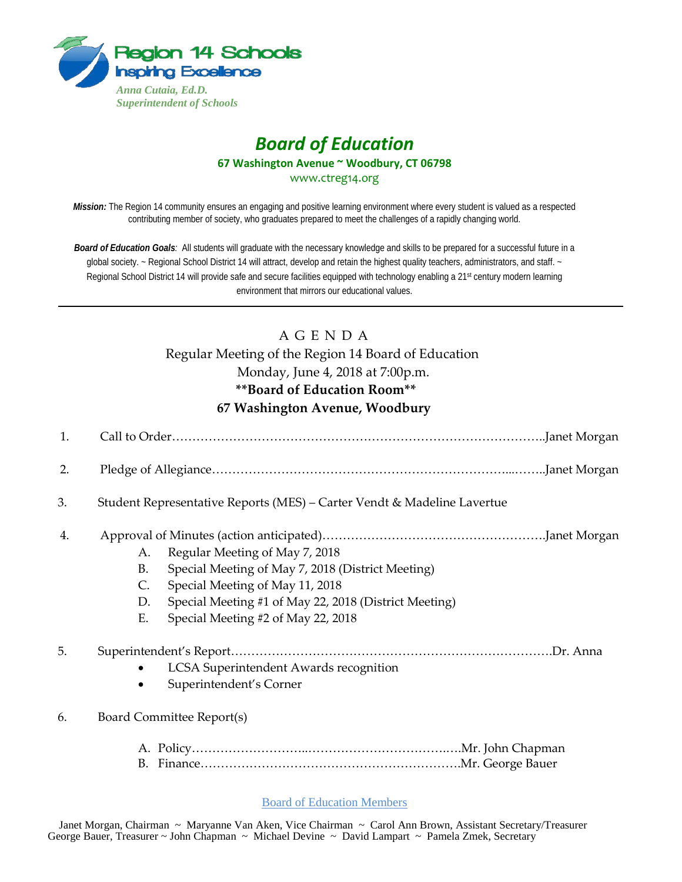Region 14 Schools
Inspiring Excellence

*Anna Cutaia, Ed.D.*
*Superintendent of Schools*

# *Board of Education*

**67 Washington Avenue ~ Woodbury, CT 06798**

www.ctreg14.org

***Mission:*** The Region 14 community ensures an engaging and positive learning environment where every student is valued as a respected contributing member of society, who graduates prepared to meet the challenges of a rapidly changing world.

***Board of Education Goals****:* All students will graduate with the necessary knowledge and skills to be prepared for a successful future in a global society. ~ Regional School District 14 will attract, develop and retain the highest quality teachers, administrators, and staff. ~ Regional School District 14 will provide safe and secure facilities equipped with technology enabling a 21st century modern learning environment that mirrors our educational values.

---

## A G E N D A

Regular Meeting of the Region 14 Board of Education
Monday, June 4, 2018 at 7:00p.m.
**\*\*Board of Education Room\*\***
**67 Washington Avenue, Woodbury**

1. Call to Order……………………………………………………………………………..Janet Morgan

2. Pledge of Allegiance…………………………………………………………...……..Janet Morgan

3. Student Representative Reports (MES) – Carter Vendt & Madeline Lavertue

4. Approval of Minutes (action anticipated)……………………………………………….Janet Morgan
   - A. Regular Meeting of May 7, 2018
   - B. Special Meeting of May 7, 2018 (District Meeting)
   - C. Special Meeting of May 11, 2018
   - D. Special Meeting #1 of May 22, 2018 (District Meeting)
   - E. Special Meeting #2 of May 22, 2018

5. Superintendent's Report…………………………………………………………………….Dr. Anna
   - LCSA Superintendent Awards recognition
   - Superintendent's Corner

6. Board Committee Report(s)
   - A. Policy……………………….……………………………..….Mr. John Chapman
   - B. Finance……………………………………………………….Mr. George Bauer

Board of Education Members

Janet Morgan, Chairman ~ Maryanne Van Aken, Vice Chairman ~ Carol Ann Brown, Assistant Secretary/Treasurer
George Bauer, Treasurer ~ John Chapman ~ Michael Devine ~ David Lampart ~ Pamela Zmek, Secretary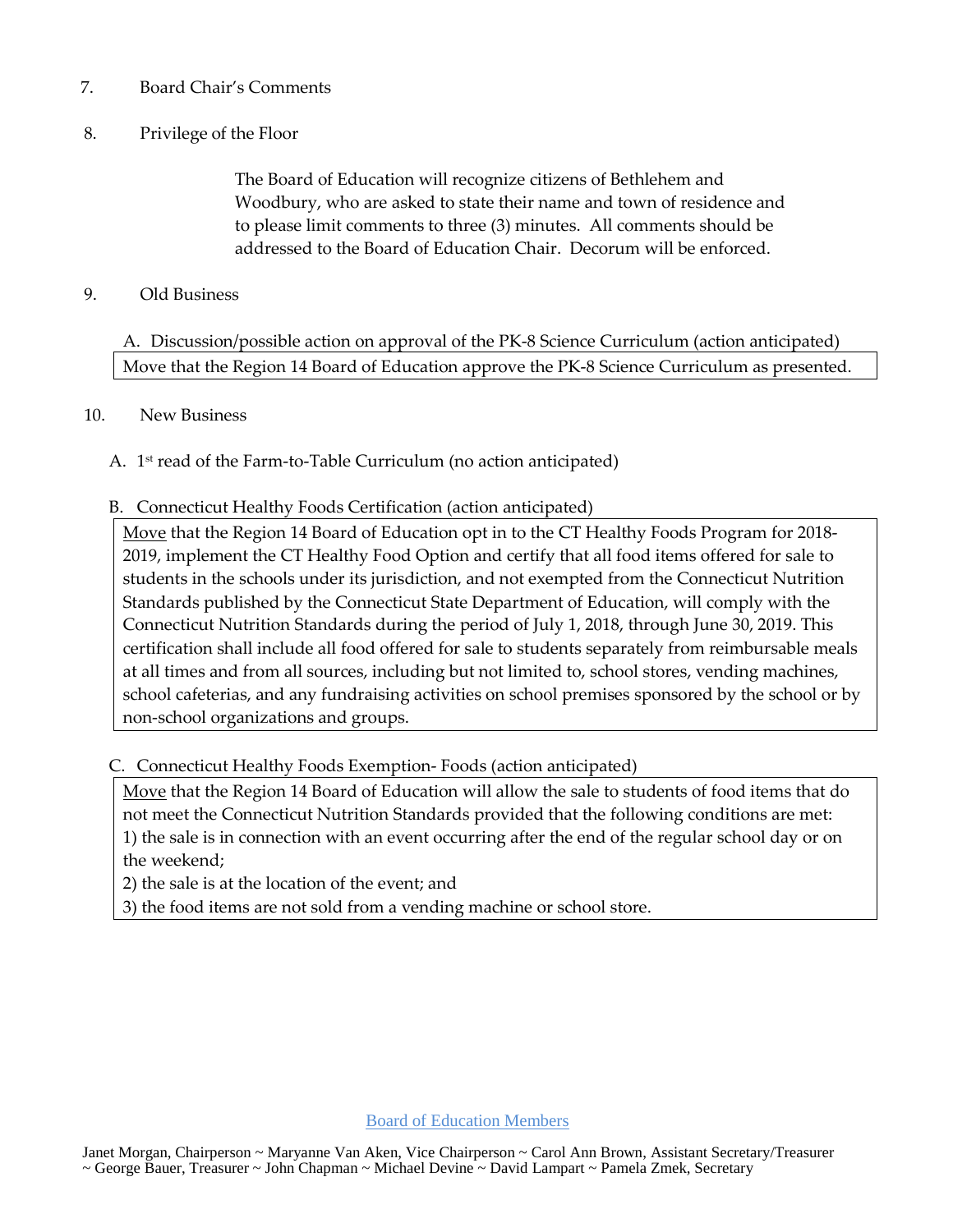7. Board Chair's Comments

8. Privilege of the Floor

   The Board of Education will recognize citizens of Bethlehem and Woodbury, who are asked to state their name and town of residence and to please limit comments to three (3) minutes. All comments should be addressed to the Board of Education Chair. Decorum will be enforced.

9. Old Business

   A. Discussion/possible action on approval of the PK-8 Science Curriculum (action anticipated)

   | Move that the Region 14 Board of Education approve the PK-8 Science Curriculum as presented. |
   |---|

10. New Business

   A. 1st read of the Farm-to-Table Curriculum (no action anticipated)

   B. Connecticut Healthy Foods Certification (action anticipated)

   | <u>Move</u> that the Region 14 Board of Education opt in to the CT Healthy Foods Program for 2018-2019, implement the CT Healthy Food Option and certify that all food items offered for sale to students in the schools under its jurisdiction, and not exempted from the Connecticut Nutrition Standards published by the Connecticut State Department of Education, will comply with the Connecticut Nutrition Standards during the period of July 1, 2018, through June 30, 2019. This certification shall include all food offered for sale to students separately from reimbursable meals at all times and from all sources, including but not limited to, school stores, vending machines, school cafeterias, and any fundraising activities on school premises sponsored by the school or by non-school organizations and groups. |
   |---|

   C. Connecticut Healthy Foods Exemption- Foods (action anticipated)

   | <u>Move</u> that the Region 14 Board of Education will allow the sale to students of food items that do not meet the Connecticut Nutrition Standards provided that the following conditions are met:<br>1) the sale is in connection with an event occurring after the end of the regular school day or on the weekend;<br>2) the sale is at the location of the event; and<br>3) the food items are not sold from a vending machine or school store. |
   |---|

Board of Education Members

Janet Morgan, Chairperson ~ Maryanne Van Aken, Vice Chairperson ~ Carol Ann Brown, Assistant Secretary/Treasurer ~ George Bauer, Treasurer ~ John Chapman ~ Michael Devine ~ David Lampart ~ Pamela Zmek, Secretary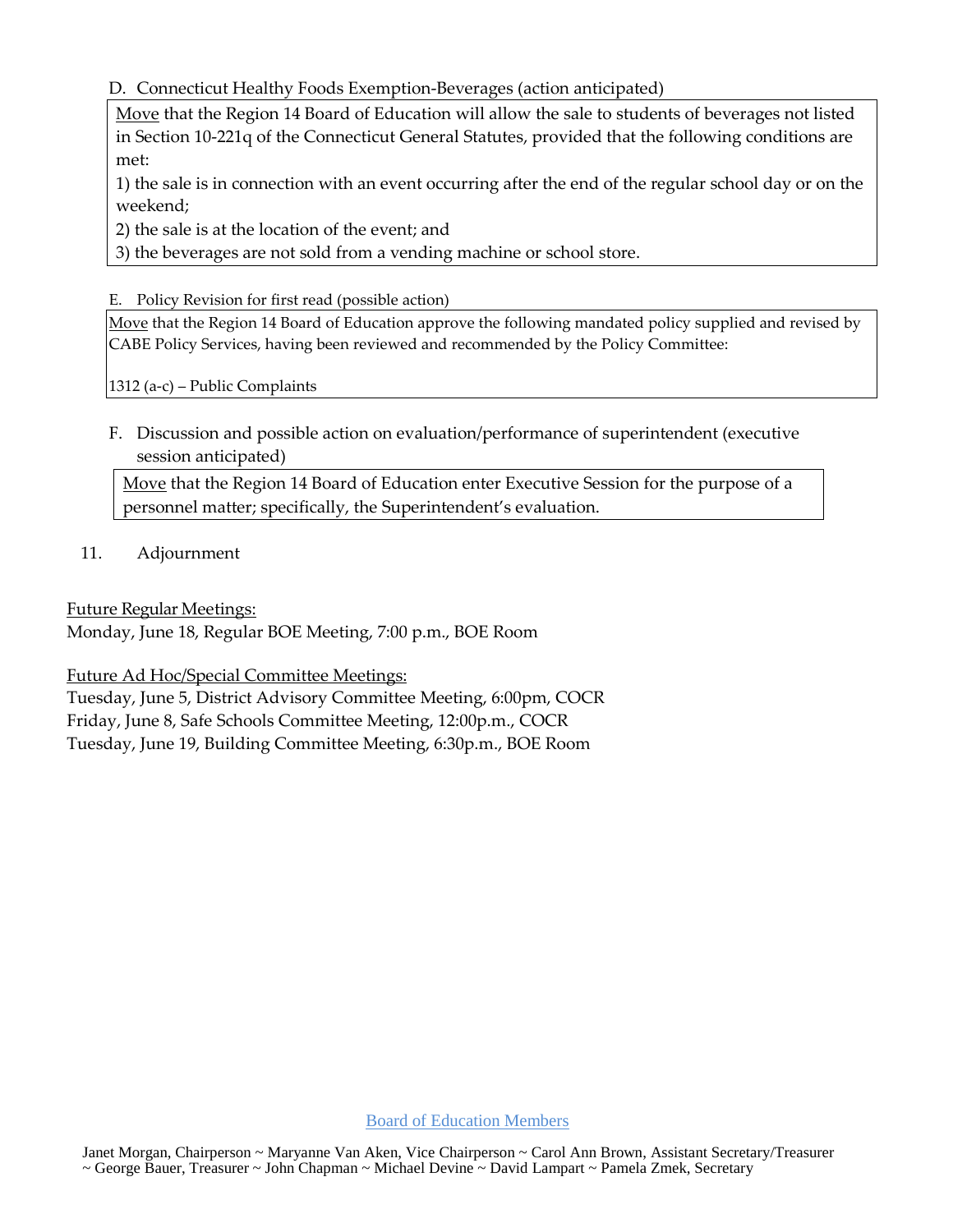D. Connecticut Healthy Foods Exemption-Beverages (action anticipated)

> <u>Move</u> that the Region 14 Board of Education will allow the sale to students of beverages not listed in Section 10-221q of the Connecticut General Statutes, provided that the following conditions are met:
>
> 1) the sale is in connection with an event occurring after the end of the regular school day or on the weekend;
>
> 2) the sale is at the location of the event; and
>
> 3) the beverages are not sold from a vending machine or school store.

E. Policy Revision for first read (possible action)

> <u>Move</u> that the Region 14 Board of Education approve the following mandated policy supplied and revised by CABE Policy Services, having been reviewed and recommended by the Policy Committee:
>
> 1312 (a-c) – Public Complaints

F. Discussion and possible action on evaluation/performance of superintendent (executive session anticipated)

> <u>Move</u> that the Region 14 Board of Education enter Executive Session for the purpose of a personnel matter; specifically, the Superintendent's evaluation.

11. Adjournment

<u>Future Regular Meetings:</u>
Monday, June 18, Regular BOE Meeting, 7:00 p.m., BOE Room

<u>Future Ad Hoc/Special Committee Meetings:</u>
Tuesday, June 5, District Advisory Committee Meeting, 6:00pm, COCR
Friday, June 8, Safe Schools Committee Meeting, 12:00p.m., COCR
Tuesday, June 19, Building Committee Meeting, 6:30p.m., BOE Room

Board of Education Members

Janet Morgan, Chairperson ~ Maryanne Van Aken, Vice Chairperson ~ Carol Ann Brown, Assistant Secretary/Treasurer ~ George Bauer, Treasurer ~ John Chapman ~ Michael Devine ~ David Lampart ~ Pamela Zmek, Secretary